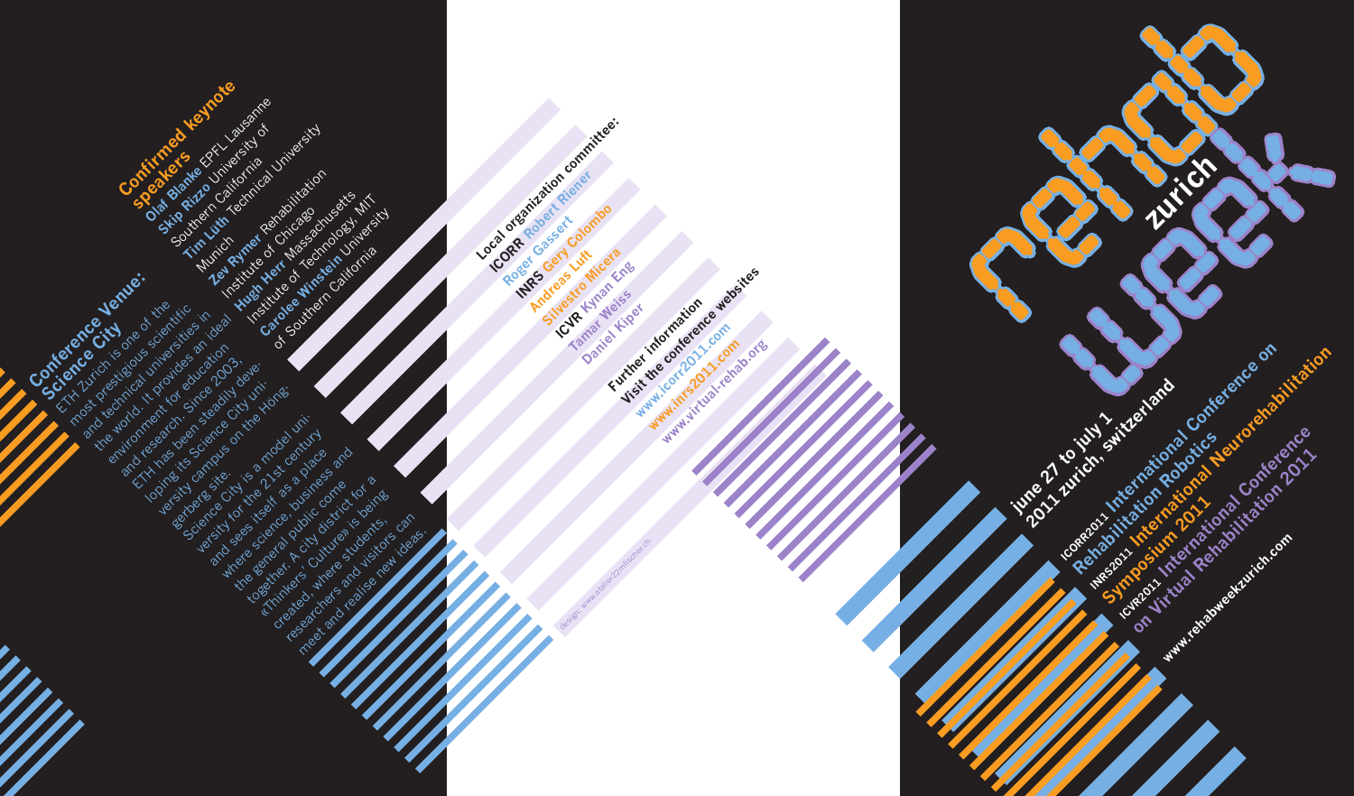## Conference Venue: Science City

ETH Zurich is one of the most prestigious scientific and technical universities in the world. It provides an ideal environment for education and research. Since 2003, ETH has been steadily developing its Science City university campus on the Hönggerberg site. Science City is a model university for the 21st century and sees itself as a place where science, business and the general public come together. A city district for a «Thinkers' Culture» is being created, where students, researchers and visitors can meet and realise new ideas.

## Confirmed keynote speakers

**Olaf Blanke** EPFL Lausanne
**Skip Rizzo** University of Southern California
**Tim Lüth** Technical University Munich
**Zev Rymer** Rehabilitation Institute of Chicago
**Hugh Herr** Massachusetts Institute of Technology, MIT
**Carolee Winstein** University of Southern California

## Local organization committee:

**ICORR** Robert Riener, Roger Gassert
**INRS** Gery Colombo, Andreas Luft, Silvestro Micera
**ICVR** Kynan Eng, Tamar Weiss, Daniel Kiper

## Further information

Visit the conference websites

www.icorr2011.com
www.inrs2011.com
www.virtual-rehab.org

design: www.atelier22mfischer.ch

# rehab week zurich

june 27 to july 1
2011 zurich, switzerland

ICORR2011 International Conference on Rehabilitation Robotics
INRS2011 International Neurorehabilitation Symposium 2011
ICVR2011 International Conference on Virtual Rehabilitation 2011

www.rehabweekzurich.com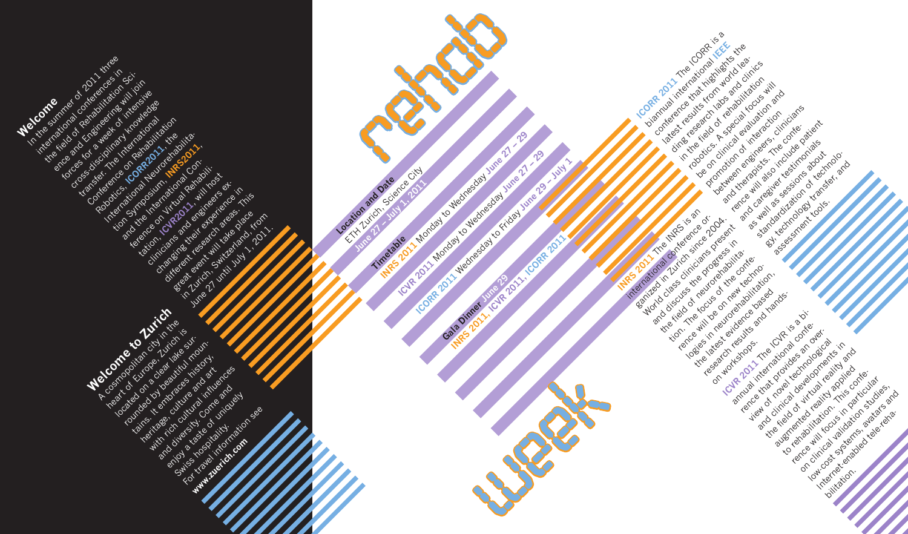## Welcome

In the summer of 2011 three international conferences in the field of Rehabilitation Science and Engineering will join forces for a week of intensive cross-disciplinary knowledge transfer. The International Conference on Rehabilitation Robotics, **ICORR2011**, the International Neurorehabilitation Symposium, **INRS2011**, and the International Conference on Virtual Rehabilitation, **ICVR2011**, will host clinicians and engineers exchanging their experience in different research areas. This great event will take place in Zurich, Switzerland, from June 27 until July 1, 2011.

## Welcome to Zurich

A cosmopolitan city in the heart of Europe, Zurich is located on a clear lake surrounded by beautiful mountains. It embraces history, heritage, culture and art with rich cultural influences and diversity. Come and enjoy a taste of uniquely Swiss hospitality.

For travel information see **www.zuerich.com**

# rehab week

**Location and Date**
ETH Zurich, Science City
June 27 – July 1, 2011

**Timetable**
INRS 2011 Monday to Wednesday June 27 – 29
ICVR 2011 Monday to Wednesday June 27 – 29
ICORR 2011 Wednesday to Friday June 29 – July 1

**Gala Dinner** June 29
INRS 2011, ICVR 2011, ICORR 2011

**ICORR 2011** The ICORR is a biannual international IEEE conference that highlights the latest results from world leading research labs and clinics in the field of rehabilitation robotics. A special focus will be on clinical evaluation and promotion of interaction between engineers, clinicians and therapists. The conference will also include patient and caregiver testimonials as well as sessions about standardization of technology, technology transfer, and assessment tools.

**INRS 2011** The INRS is an international conference organized in Zurich since 2004. World class clinicians present and discuss the progress in the field of neurorehabilitation. The focus of the conference will be on new technologies in neurorehabilitation, the latest evidence based research results and hands-on workshops.

**ICVR 2011** The ICVR is a biannual international conference that provides an overview of novel technological and clinical developments in the field of virtual reality and augmented reality applied to rehabilitation. This conference will focus in particular on clinical validation studies, low-cost systems, avatars and Internet-enabled tele-rehabilitation.